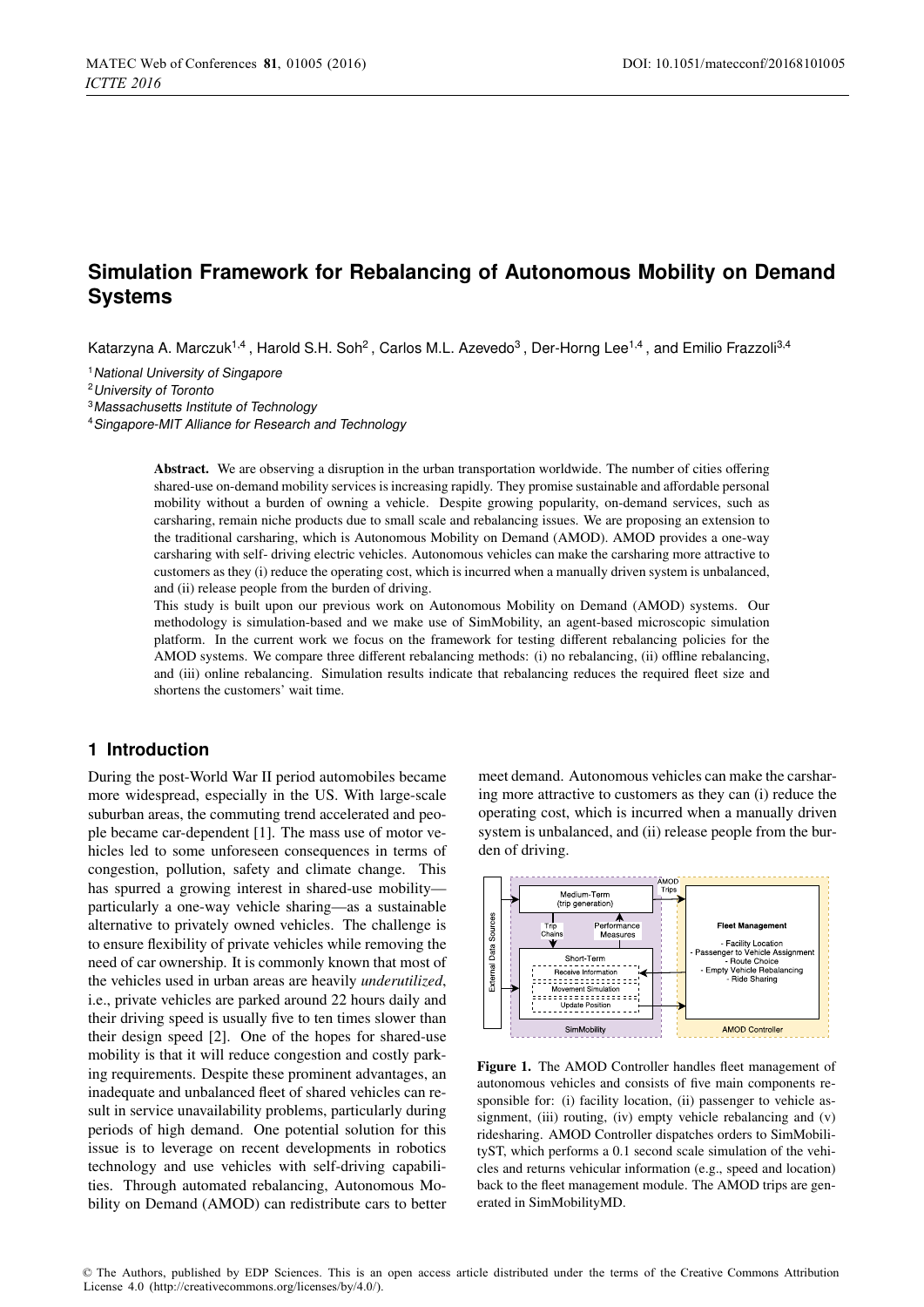// Page 1 transcription: title block, abstract, Section 1 (Introduction), and the Figure 1 caption. The figure is omitted because no image was detected on this page; the running header/footer is omitted.
# Simulation Framework for Rebalancing of Autonomous Mobility on Demand Systems

Katarzyna A. Marczuk[1,4], Harold S.H. Soh[2], Carlos M.L. Azevedo[3], Der-Horng Lee[1,4], and Emilio Frazzoli[3,4]

[1] *National University of Singapore*
[2] *University of Toronto*
[3] *Massachusetts Institute of Technology*
[4] *Singapore-MIT Alliance for Research and Technology*

**Abstract.** We are observing a disruption in the urban transportation worldwide. The number of cities offering shared-use on-demand mobility services is increasing rapidly. They promise sustainable and affordable personal mobility without a burden of owning a vehicle. Despite growing popularity, on-demand services, such as carsharing, remain niche products due to small scale and rebalancing issues. We are proposing an extension to the traditional carsharing, which is Autonomous Mobility on Demand (AMOD). AMOD provides a one-way carsharing with self- driving electric vehicles. Autonomous vehicles can make the carsharing more attractive to customers as they (i) reduce the operating cost, which is incurred when a manually driven system is unbalanced, and (ii) release people from the burden of driving.

This study is built upon our previous work on Autonomous Mobility on Demand (AMOD) systems. Our methodology is simulation-based and we make use of SimMobility, an agent-based microscopic simulation platform. In the current work we focus on the framework for testing different rebalancing policies for the AMOD systems. We compare three different rebalancing methods: (i) no rebalancing, (ii) offline rebalancing, and (iii) online rebalancing. Simulation results indicate that rebalancing reduces the required fleet size and shortens the customers' wait time.

## 1 Introduction

During the post-World War II period automobiles became more widespread, especially in the US. With large-scale suburban areas, the commuting trend accelerated and people became car-dependent [1]. The mass use of motor vehicles led to some unforeseen consequences in terms of congestion, pollution, safety and climate change. This has spurred a growing interest in shared-use mobility—particularly a one-way vehicle sharing—as a sustainable alternative to privately owned vehicles. The challenge is to ensure flexibility of private vehicles while removing the need of car ownership. It is commonly known that most of the vehicles used in urban areas are heavily *underutilized*, i.e., private vehicles are parked around 22 hours daily and their driving speed is usually five to ten times slower than their design speed [2]. One of the hopes for shared-use mobility is that it will reduce congestion and costly parking requirements. Despite these prominent advantages, an inadequate and unbalanced fleet of shared vehicles can result in service unavailability problems, particularly during periods of high demand. One potential solution for this issue is to leverage on recent developments in robotics technology and use vehicles with self-driving capabilities. Through automated rebalancing, Autonomous Mobility on Demand (AMOD) can redistribute cars to better meet demand. Autonomous vehicles can make the carsharing more attractive to customers as they can (i) reduce the operating cost, which is incurred when a manually driven system is unbalanced, and (ii) release people from the burden of driving.

**Figure 1.** The AMOD Controller handles fleet management of autonomous vehicles and consists of five main components responsible for: (i) facility location, (ii) passenger to vehicle assignment, (iii) routing, (iv) empty vehicle rebalancing and (v) ridesharing. AMOD Controller dispatches orders to SimMobilityST, which performs a 0.1 second scale simulation of the vehicles and returns vehicular information (e.g., speed and location) back to the fleet management module. The AMOD trips are generated in SimMobilityMD.

© The Authors, published by EDP Sciences. This is an open access article distributed under the terms of the Creative Commons Attribution License 4.0 (http://creativecommons.org/licenses/by/4.0/).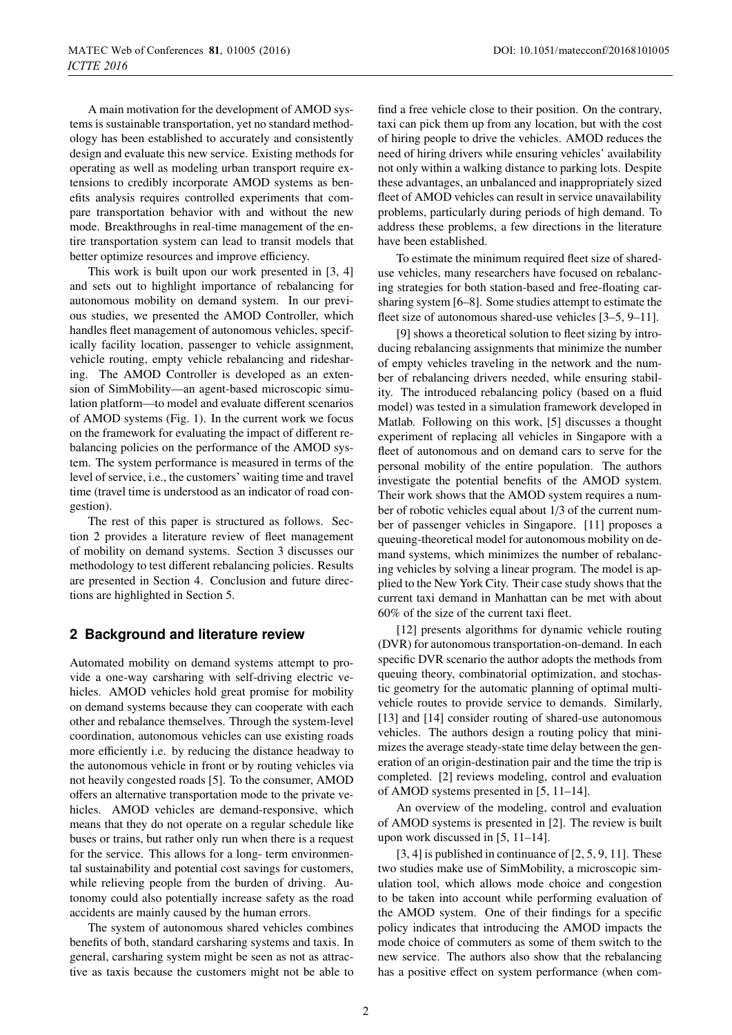A main motivation for the development of AMOD systems is sustainable transportation, yet no standard methodology has been established to accurately and consistently design and evaluate this new service. Existing methods for operating as well as modeling urban transport require extensions to credibly incorporate AMOD systems as benefits analysis requires controlled experiments that compare transportation behavior with and without the new mode. Breakthroughs in real-time management of the entire transportation system can lead to transit models that better optimize resources and improve efficiency.

This work is built upon our work presented in [3, 4] and sets out to highlight importance of rebalancing for autonomous mobility on demand system. In our previous studies, we presented the AMOD Controller, which handles fleet management of autonomous vehicles, specifically facility location, passenger to vehicle assignment, vehicle routing, empty vehicle rebalancing and ridesharing. The AMOD Controller is developed as an extension of SimMobility—an agent-based microscopic simulation platform—to model and evaluate different scenarios of AMOD systems (Fig. 1). In the current work we focus on the framework for evaluating the impact of different rebalancing policies on the performance of the AMOD system. The system performance is measured in terms of the level of service, i.e., the customers' waiting time and travel time (travel time is understood as an indicator of road congestion).

The rest of this paper is structured as follows. Section 2 provides a literature review of fleet management of mobility on demand systems. Section 3 discusses our methodology to test different rebalancing policies. Results are presented in Section 4. Conclusion and future directions are highlighted in Section 5.

## 2 Background and literature review

Automated mobility on demand systems attempt to provide a one-way carsharing with self-driving electric vehicles. AMOD vehicles hold great promise for mobility on demand systems because they can cooperate with each other and rebalance themselves. Through the system-level coordination, autonomous vehicles can use existing roads more efficiently i.e. by reducing the distance headway to the autonomous vehicle in front or by routing vehicles via not heavily congested roads [5]. To the consumer, AMOD offers an alternative transportation mode to the private vehicles. AMOD vehicles are demand-responsive, which means that they do not operate on a regular schedule like buses or trains, but rather only run when there is a request for the service. This allows for a long- term environmental sustainability and potential cost savings for customers, while relieving people from the burden of driving. Autonomy could also potentially increase safety as the road accidents are mainly caused by the human errors.

The system of autonomous shared vehicles combines benefits of both, standard carsharing systems and taxis. In general, carsharing system might be seen as not as attractive as taxis because the customers might not be able to find a free vehicle close to their position. On the contrary, taxi can pick them up from any location, but with the cost of hiring people to drive the vehicles. AMOD reduces the need of hiring drivers while ensuring vehicles' availability not only within a walking distance to parking lots. Despite these advantages, an unbalanced and inappropriately sized fleet of AMOD vehicles can result in service unavailability problems, particularly during periods of high demand. To address these problems, a few directions in the literature have been established.

To estimate the minimum required fleet size of shared-use vehicles, many researchers have focused on rebalancing strategies for both station-based and free-floating carsharing system [6–8]. Some studies attempt to estimate the fleet size of autonomous shared-use vehicles [3–5, 9–11].

[9] shows a theoretical solution to fleet sizing by introducing rebalancing assignments that minimize the number of empty vehicles traveling in the network and the number of rebalancing drivers needed, while ensuring stability. The introduced rebalancing policy (based on a fluid model) was tested in a simulation framework developed in Matlab. Following on this work, [5] discusses a thought experiment of replacing all vehicles in Singapore with a fleet of autonomous and on demand cars to serve for the personal mobility of the entire population. The authors investigate the potential benefits of the AMOD system. Their work shows that the AMOD system requires a number of robotic vehicles equal about 1/3 of the current number of passenger vehicles in Singapore. [11] proposes a queuing-theoretical model for autonomous mobility on demand systems, which minimizes the number of rebalancing vehicles by solving a linear program. The model is applied to the New York City. Their case study shows that the current taxi demand in Manhattan can be met with about 60% of the size of the current taxi fleet.

[12] presents algorithms for dynamic vehicle routing (DVR) for autonomous transportation-on-demand. In each specific DVR scenario the author adopts the methods from queuing theory, combinatorial optimization, and stochastic geometry for the automatic planning of optimal multi-vehicle routes to provide service to demands. Similarly, [13] and [14] consider routing of shared-use autonomous vehicles. The authors design a routing policy that minimizes the average steady-state time delay between the generation of an origin-destination pair and the time the trip is completed. [2] reviews modeling, control and evaluation of AMOD systems presented in [5, 11–14].

An overview of the modeling, control and evaluation of AMOD systems is presented in [2]. The review is built upon work discussed in [5, 11–14].

[3, 4] is published in continuance of [2, 5, 9, 11]. These two studies make use of SimMobility, a microscopic simulation tool, which allows mode choice and congestion to be taken into account while performing evaluation of the AMOD system. One of their findings for a specific policy indicates that introducing the AMOD impacts the mode choice of commuters as some of them switch to the new service. The authors also show that the rebalancing has a positive effect on system performance (when com-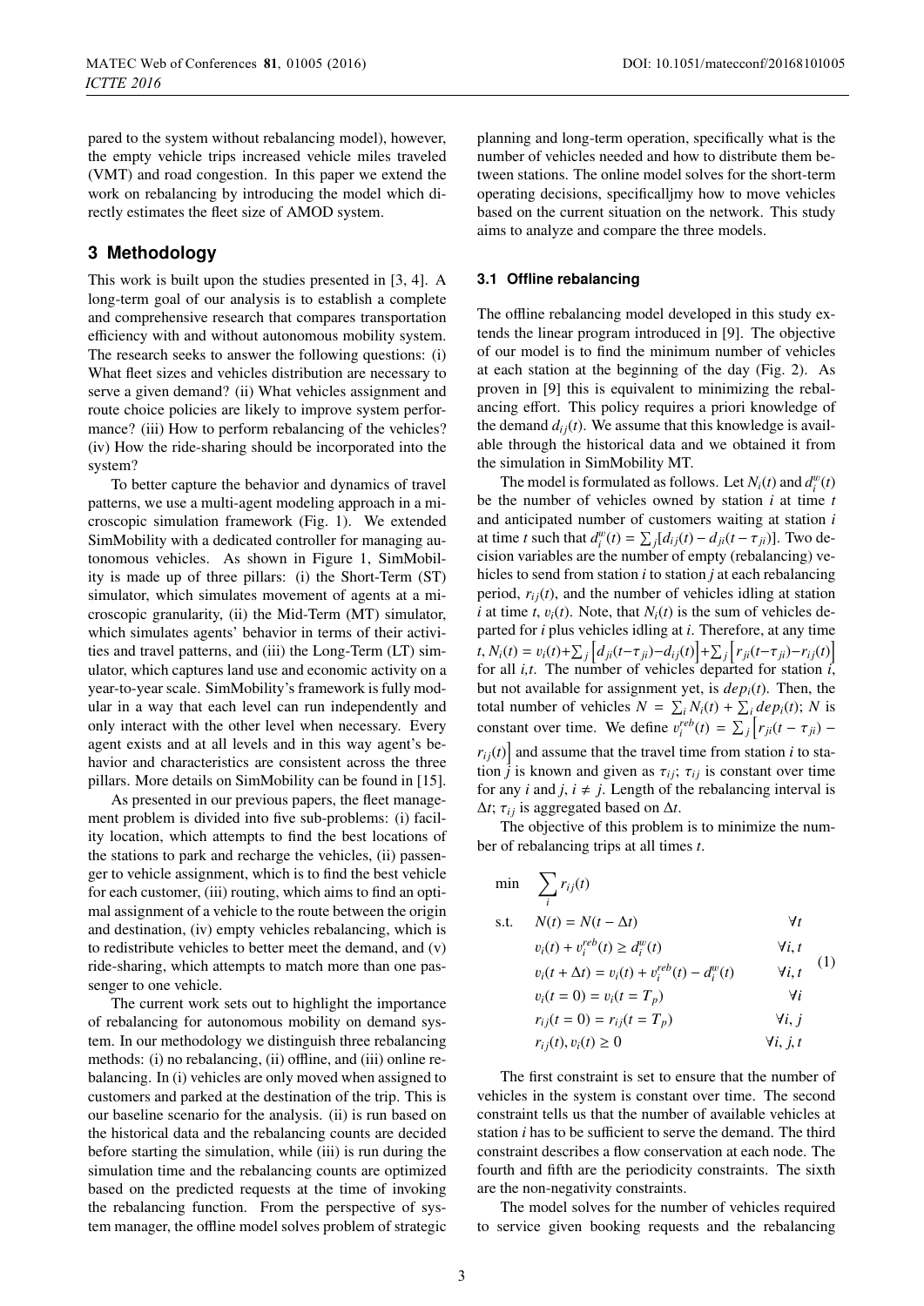pared to the system without rebalancing model), however, the empty vehicle trips increased vehicle miles traveled (VMT) and road congestion. In this paper we extend the work on rebalancing by introducing the model which directly estimates the fleet size of AMOD system.

## 3 Methodology

This work is built upon the studies presented in [3, 4]. A long-term goal of our analysis is to establish a complete and comprehensive research that compares transportation efficiency with and without autonomous mobility system. The research seeks to answer the following questions: (i) What fleet sizes and vehicles distribution are necessary to serve a given demand? (ii) What vehicles assignment and route choice policies are likely to improve system performance? (iii) How to perform rebalancing of the vehicles? (iv) How the ride-sharing should be incorporated into the system?

To better capture the behavior and dynamics of travel patterns, we use a multi-agent modeling approach in a microscopic simulation framework (Fig. 1). We extended SimMobility with a dedicated controller for managing autonomous vehicles. As shown in Figure 1, SimMobility is made up of three pillars: (i) the Short-Term (ST) simulator, which simulates movement of agents at a microscopic granularity, (ii) the Mid-Term (MT) simulator, which simulates agents' behavior in terms of their activities and travel patterns, and (iii) the Long-Term (LT) simulator, which captures land use and economic activity on a year-to-year scale. SimMobility's framework is fully modular in a way that each level can run independently and only interact with the other level when necessary. Every agent exists and at all levels and in this way agent's behavior and characteristics are consistent across the three pillars. More details on SimMobility can be found in [15].

As presented in our previous papers, the fleet management problem is divided into five sub-problems: (i) facility location, which attempts to find the best locations of the stations to park and recharge the vehicles, (ii) passenger to vehicle assignment, which is to find the best vehicle for each customer, (iii) routing, which aims to find an optimal assignment of a vehicle to the route between the origin and destination, (iv) empty vehicles rebalancing, which is to redistribute vehicles to better meet the demand, and (v) ride-sharing, which attempts to match more than one passenger to one vehicle.

The current work sets out to highlight the importance of rebalancing for autonomous mobility on demand system. In our methodology we distinguish three rebalancing methods: (i) no rebalancing, (ii) offline, and (iii) online rebalancing. In (i) vehicles are only moved when assigned to customers and parked at the destination of the trip. This is our baseline scenario for the analysis. (ii) is run based on the historical data and the rebalancing counts are decided before starting the simulation, while (iii) is run during the simulation time and the rebalancing counts are optimized based on the predicted requests at the time of invoking the rebalancing function. From the perspective of system manager, the offline model solves problem of strategic planning and long-term operation, specifically what is the number of vehicles needed and how to distribute them between stations. The online model solves for the short-term operating decisions, specificalljmy how to move vehicles based on the current situation on the network. This study aims to analyze and compare the three models.

### 3.1 Offline rebalancing

The offline rebalancing model developed in this study extends the linear program introduced in [9]. The objective of our model is to find the minimum number of vehicles at each station at the beginning of the day (Fig. 2). As proven in [9] this is equivalent to minimizing the rebalancing effort. This policy requires a priori knowledge of the demand $d_{ij}(t)$. We assume that this knowledge is available through the historical data and we obtained it from the simulation in SimMobility MT.

The model is formulated as follows. Let $N_i(t)$ and $d_i^w(t)$ be the number of vehicles owned by station $i$ at time $t$ and anticipated number of customers waiting at station $i$ at time $t$ such that $d_i^w(t) = \sum_j [d_{ij}(t) - d_{ji}(t - \tau_{ji})]$. Two decision variables are the number of empty (rebalancing) vehicles to send from station $i$ to station $j$ at each rebalancing period, $r_{ij}(t)$, and the number of vehicles idling at station $i$ at time $t$, $v_i(t)$. Note, that $N_i(t)$ is the sum of vehicles departed for $i$ plus vehicles idling at $i$. Therefore, at any time $t$, $N_i(t) = v_i(t) + \sum_j \left[d_{ji}(t-\tau_{ji}) - d_{ij}(t)\right] + \sum_j \left[r_{ji}(t-\tau_{ji}) - r_{ij}(t)\right]$ for all $i,t$. The number of vehicles departed for station $i$, but not available for assignment yet, is $dep_i(t)$. Then, the total number of vehicles $N = \sum_i N_i(t) + \sum_i dep_i(t)$; $N$ is constant over time. We define $v_i^{reb}(t) = \sum_j \left[r_{ji}(t - \tau_{ji}) - r_{ij}(t)\right]$ and assume that the travel time from station $i$ to station $j$ is known and given as $\tau_{ij}$; $\tau_{ij}$ is constant over time for any $i$ and $j$, $i \neq j$. Length of the rebalancing interval is $\Delta t$; $\tau_{ij}$ is aggregated based on $\Delta t$.

The objective of this problem is to minimize the number of rebalancing trips at all times $t$.

$$
\begin{aligned}
\min \quad & \sum_i r_{ij}(t) & \\
\text{s.t.} \quad & N(t) = N(t - \Delta t) & \forall t \\
& v_i(t) + v_i^{reb}(t) \geq d_i^w(t) & \forall i, t \\
& v_i(t + \Delta t) = v_i(t) + v_i^{reb}(t) - d_i^w(t) & \forall i, t \\
& v_i(t = 0) = v_i(t = T_p) & \forall i \\
& r_{ij}(t = 0) = r_{ij}(t = T_p) & \forall i, j \\
& r_{ij}(t), v_i(t) \geq 0 & \forall i, j, t
\end{aligned}
\tag{1}
$$

The first constraint is set to ensure that the number of vehicles in the system is constant over time. The second constraint tells us that the number of available vehicles at station $i$ has to be sufficient to serve the demand. The third constraint describes a flow conservation at each node. The fourth and fifth are the periodicity constraints. The sixth are the non-negativity constraints.

The model solves for the number of vehicles required to service given booking requests and the rebalancing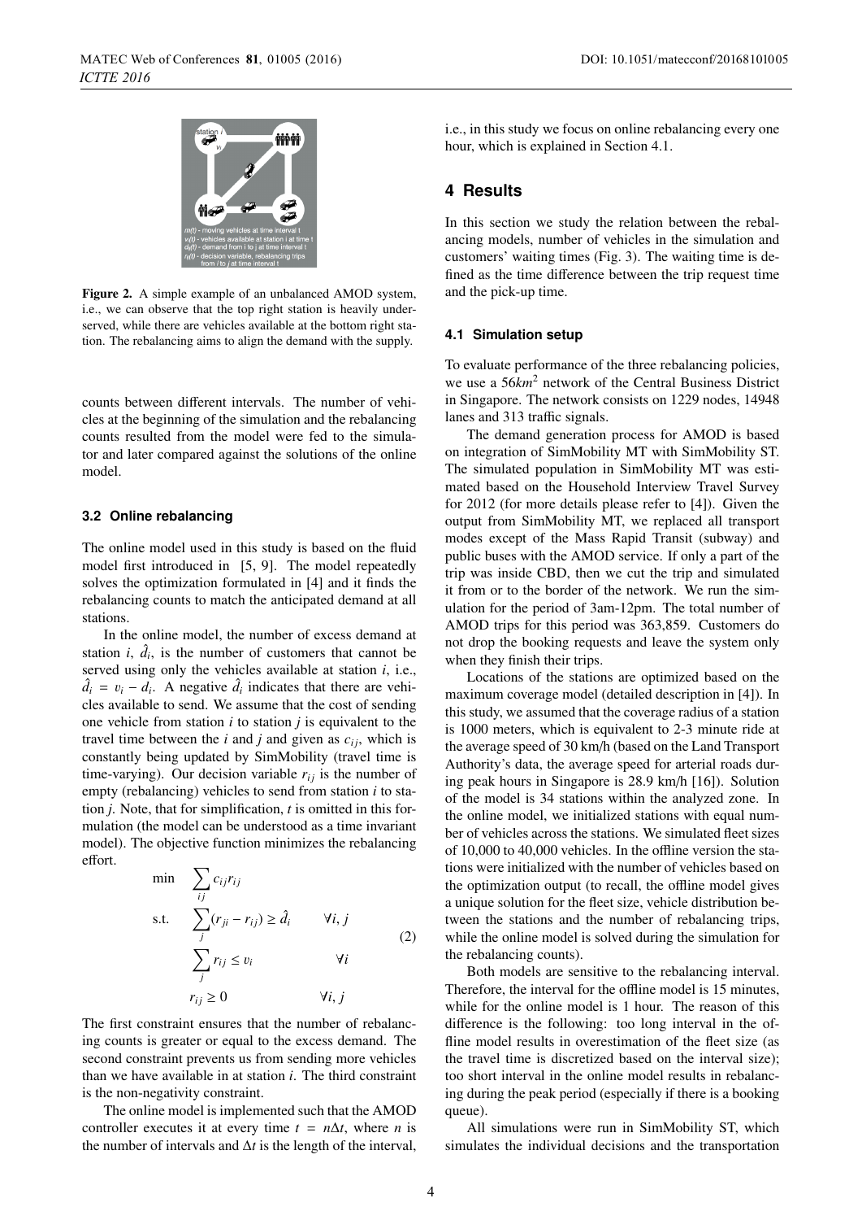Figure 2. A simple example of an unbalanced AMOD system, i.e., we can observe that the top right station is heavily underserved, while there are vehicles available at the bottom right station. The rebalancing aims to align the demand with the supply.

counts between different intervals. The number of vehicles at the beginning of the simulation and the rebalancing counts resulted from the model were fed to the simulator and later compared against the solutions of the online model.

### 3.2 Online rebalancing

The online model used in this study is based on the fluid model first introduced in [5, 9]. The model repeatedly solves the optimization formulated in [4] and it finds the rebalancing counts to match the anticipated demand at all stations.

In the online model, the number of excess demand at station $i$, $\hat{d}_i$, is the number of customers that cannot be served using only the vehicles available at station $i$, i.e., $\hat{d}_i = v_i - d_i$. A negative $\hat{d}_i$ indicates that there are vehicles available to send. We assume that the cost of sending one vehicle from station $i$ to station $j$ is equivalent to the travel time between the $i$ and $j$ and given as $c_{ij}$, which is constantly being updated by SimMobility (travel time is time-varying). Our decision variable $r_{ij}$ is the number of empty (rebalancing) vehicles to send from station $i$ to station $j$. Note, that for simplification, $t$ is omitted in this formulation (the model can be understood as a time invariant model). The objective function minimizes the rebalancing effort.

$$
\begin{aligned}
\min \quad & \sum_{ij} c_{ij} r_{ij} \\
\text{s.t.} \quad & \sum_{j} (r_{ji} - r_{ij}) \geq \hat{d}_i \qquad \forall i, j \\
& \sum_{j} r_{ij} \leq v_i \qquad \forall i \\
& r_{ij} \geq 0 \qquad \forall i, j
\end{aligned}
\tag{2}
$$

The first constraint ensures that the number of rebalancing counts is greater or equal to the excess demand. The second constraint prevents us from sending more vehicles than we have available in at station $i$. The third constraint is the non-negativity constraint.

The online model is implemented such that the AMOD controller executes it at every time $t = n\Delta t$, where $n$ is the number of intervals and $\Delta t$ is the length of the interval, i.e., in this study we focus on online rebalancing every one hour, which is explained in Section 4.1.

## 4 Results

In this section we study the relation between the rebalancing models, number of vehicles in the simulation and customers' waiting times (Fig. 3). The waiting time is defined as the time difference between the trip request time and the pick-up time.

### 4.1 Simulation setup

To evaluate performance of the three rebalancing policies, we use a $56km^2$ network of the Central Business District in Singapore. The network consists on 1229 nodes, 14948 lanes and 313 traffic signals.

The demand generation process for AMOD is based on integration of SimMobility MT with SimMobility ST. The simulated population in SimMobility MT was estimated based on the Household Interview Travel Survey for 2012 (for more details please refer to [4]). Given the output from SimMobility MT, we replaced all transport modes except of the Mass Rapid Transit (subway) and public buses with the AMOD service. If only a part of the trip was inside CBD, then we cut the trip and simulated it from or to the border of the network. We run the simulation for the period of 3am-12pm. The total number of AMOD trips for this period was 363,859. Customers do not drop the booking requests and leave the system only when they finish their trips.

Locations of the stations are optimized based on the maximum coverage model (detailed description in [4]). In this study, we assumed that the coverage radius of a station is 1000 meters, which is equivalent to 2-3 minute ride at the average speed of 30 km/h (based on the Land Transport Authority's data, the average speed for arterial roads during peak hours in Singapore is 28.9 km/h [16]). Solution of the model is 34 stations within the analyzed zone. In the online model, we initialized stations with equal number of vehicles across the stations. We simulated fleet sizes of 10,000 to 40,000 vehicles. In the offline version the stations were initialized with the number of vehicles based on the optimization output (to recall, the offline model gives a unique solution for the fleet size, vehicle distribution between the stations and the number of rebalancing trips, while the online model is solved during the simulation for the rebalancing counts).

Both models are sensitive to the rebalancing interval. Therefore, the interval for the offline model is 15 minutes, while for the online model is 1 hour. The reason of this difference is the following: too long interval in the offline model results in overestimation of the fleet size (as the travel time is discretized based on the interval size); too short interval in the online model results in rebalancing during the peak period (especially if there is a booking queue).

All simulations were run in SimMobility ST, which simulates the individual decisions and the transportation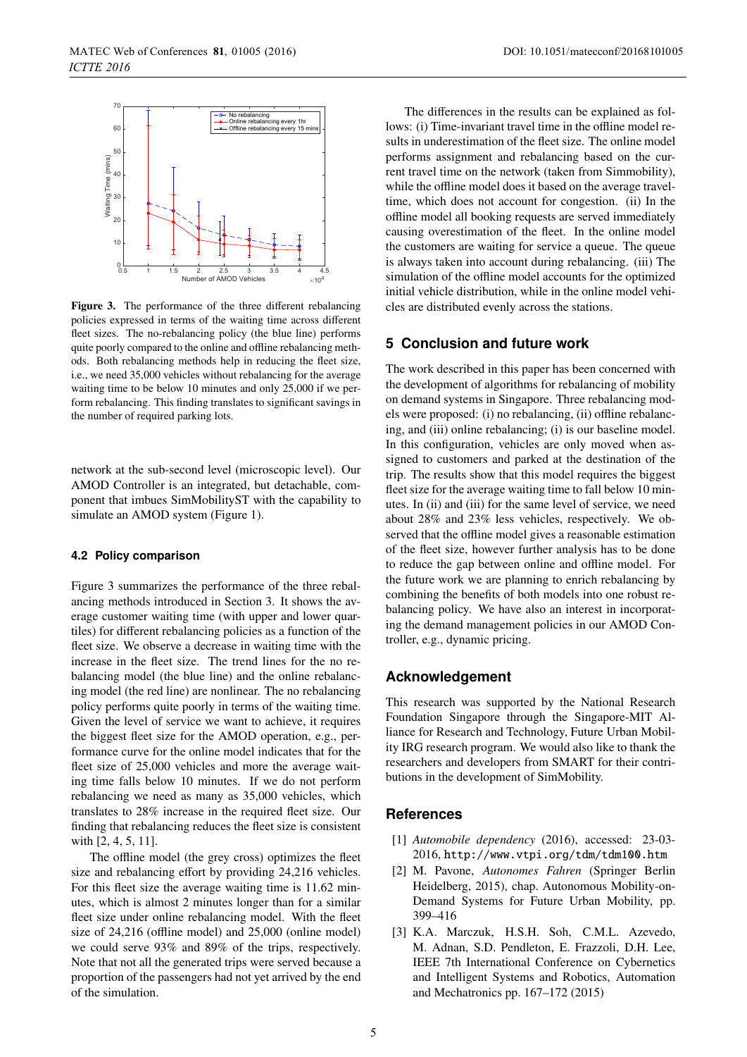**Figure 3.** The performance of the three different rebalancing policies expressed in terms of the waiting time across different fleet sizes. The no-rebalancing policy (the blue line) performs quite poorly compared to the online and offline rebalancing methods. Both rebalancing methods help in reducing the fleet size, i.e., we need 35,000 vehicles without rebalancing for the average waiting time to be below 10 minutes and only 25,000 if we perform rebalancing. This finding translates to significant savings in the number of required parking lots.

network at the sub-second level (microscopic level). Our AMOD Controller is an integrated, but detachable, component that imbues SimMobilityST with the capability to simulate an AMOD system (Figure 1).

### 4.2 Policy comparison

Figure 3 summarizes the performance of the three rebalancing methods introduced in Section 3. It shows the average customer waiting time (with upper and lower quartiles) for different rebalancing policies as a function of the fleet size. We observe a decrease in waiting time with the increase in the fleet size. The trend lines for the no rebalancing model (the blue line) and the online rebalancing model (the red line) are nonlinear. The no rebalancing policy performs quite poorly in terms of the waiting time. Given the level of service we want to achieve, it requires the biggest fleet size for the AMOD operation, e.g., performance curve for the online model indicates that for the fleet size of 25,000 vehicles and more the average waiting time falls below 10 minutes. If we do not perform rebalancing we need as many as 35,000 vehicles, which translates to 28% increase in the required fleet size. Our finding that rebalancing reduces the fleet size is consistent with [2, 4, 5, 11].

The offline model (the grey cross) optimizes the fleet size and rebalancing effort by providing 24,216 vehicles. For this fleet size the average waiting time is 11.62 minutes, which is almost 2 minutes longer than for a similar fleet size under online rebalancing model. With the fleet size of 24,216 (offline model) and 25,000 (online model) we could serve 93% and 89% of the trips, respectively. Note that not all the generated trips were served because a proportion of the passengers had not yet arrived by the end of the simulation.

The differences in the results can be explained as follows: (i) Time-invariant travel time in the offline model results in underestimation of the fleet size. The online model performs assignment and rebalancing based on the current travel time on the network (taken from Simmobility), while the offline model does it based on the average travel-time, which does not account for congestion. (ii) In the offline model all booking requests are served immediately causing overestimation of the fleet. In the online model the customers are waiting for service a queue. The queue is always taken into account during rebalancing. (iii) The simulation of the offline model accounts for the optimized initial vehicle distribution, while in the online model vehicles are distributed evenly across the stations.

## 5 Conclusion and future work

The work described in this paper has been concerned with the development of algorithms for rebalancing of mobility on demand systems in Singapore. Three rebalancing models were proposed: (i) no rebalancing, (ii) offline rebalancing, and (iii) online rebalancing; (i) is our baseline model. In this configuration, vehicles are only moved when assigned to customers and parked at the destination of the trip. The results show that this model requires the biggest fleet size for the average waiting time to fall below 10 minutes. In (ii) and (iii) for the same level of service, we need about 28% and 23% less vehicles, respectively. We observed that the offline model gives a reasonable estimation of the fleet size, however further analysis has to be done to reduce the gap between online and offline model. For the future work we are planning to enrich rebalancing by combining the benefits of both models into one robust rebalancing policy. We have also an interest in incorporating the demand management policies in our AMOD Controller, e.g., dynamic pricing.

## Acknowledgement

This research was supported by the National Research Foundation Singapore through the Singapore-MIT Alliance for Research and Technology, Future Urban Mobility IRG research program. We would also like to thank the researchers and developers from SMART for their contributions in the development of SimMobility.

## References

[1] *Automobile dependency* (2016), accessed: 23-03-2016, `http://www.vtpi.org/tdm/tdm100.htm`

[2] M. Pavone, *Autonomes Fahren* (Springer Berlin Heidelberg, 2015), chap. Autonomous Mobility-on-Demand Systems for Future Urban Mobility, pp. 399–416

[3] K.A. Marczuk, H.S.H. Soh, C.M.L. Azevedo, M. Adnan, S.D. Pendleton, E. Frazzoli, D.H. Lee, IEEE 7th International Conference on Cybernetics and Intelligent Systems and Robotics, Automation and Mechatronics pp. 167–172 (2015)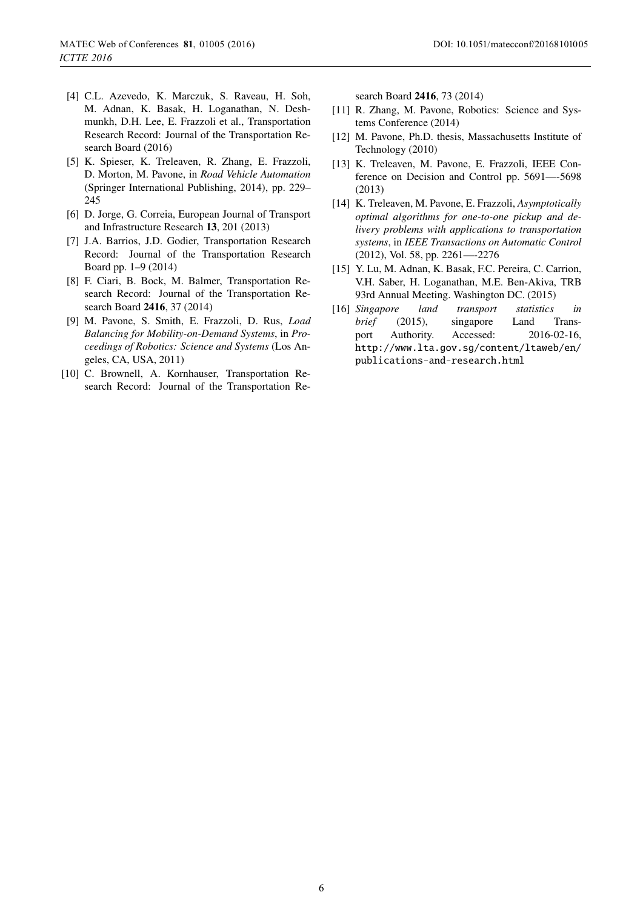[4] C.L. Azevedo, K. Marczuk, S. Raveau, H. Soh, M. Adnan, K. Basak, H. Loganathan, N. Deshmunkh, D.H. Lee, E. Frazzoli et al., Transportation Research Record: Journal of the Transportation Research Board (2016)

[5] K. Spieser, K. Treleaven, R. Zhang, E. Frazzoli, D. Morton, M. Pavone, in *Road Vehicle Automation* (Springer International Publishing, 2014), pp. 229–245

[6] D. Jorge, G. Correia, European Journal of Transport and Infrastructure Research **13**, 201 (2013)

[7] J.A. Barrios, J.D. Godier, Transportation Research Record: Journal of the Transportation Research Board pp. 1–9 (2014)

[8] F. Ciari, B. Bock, M. Balmer, Transportation Research Record: Journal of the Transportation Research Board **2416**, 37 (2014)

[9] M. Pavone, S. Smith, E. Frazzoli, D. Rus, *Load Balancing for Mobility-on-Demand Systems*, in *Proceedings of Robotics: Science and Systems* (Los Angeles, CA, USA, 2011)

[10] C. Brownell, A. Kornhauser, Transportation Research Record: Journal of the Transportation Research Board **2416**, 73 (2014)

[11] R. Zhang, M. Pavone, Robotics: Science and Systems Conference (2014)

[12] M. Pavone, Ph.D. thesis, Massachusetts Institute of Technology (2010)

[13] K. Treleaven, M. Pavone, E. Frazzoli, IEEE Conference on Decision and Control pp. 5691—-5698 (2013)

[14] K. Treleaven, M. Pavone, E. Frazzoli, *Asymptotically optimal algorithms for one-to-one pickup and delivery problems with applications to transportation systems*, in *IEEE Transactions on Automatic Control* (2012), Vol. 58, pp. 2261—-2276

[15] Y. Lu, M. Adnan, K. Basak, F.C. Pereira, C. Carrion, V.H. Saber, H. Loganathan, M.E. Ben-Akiva, TRB 93rd Annual Meeting. Washington DC. (2015)

[16] *Singapore land transport statistics in brief* (2015), singapore Land Transport Authority. Accessed: 2016-02-16, http://www.lta.gov.sg/content/ltaweb/en/publications-and-research.html